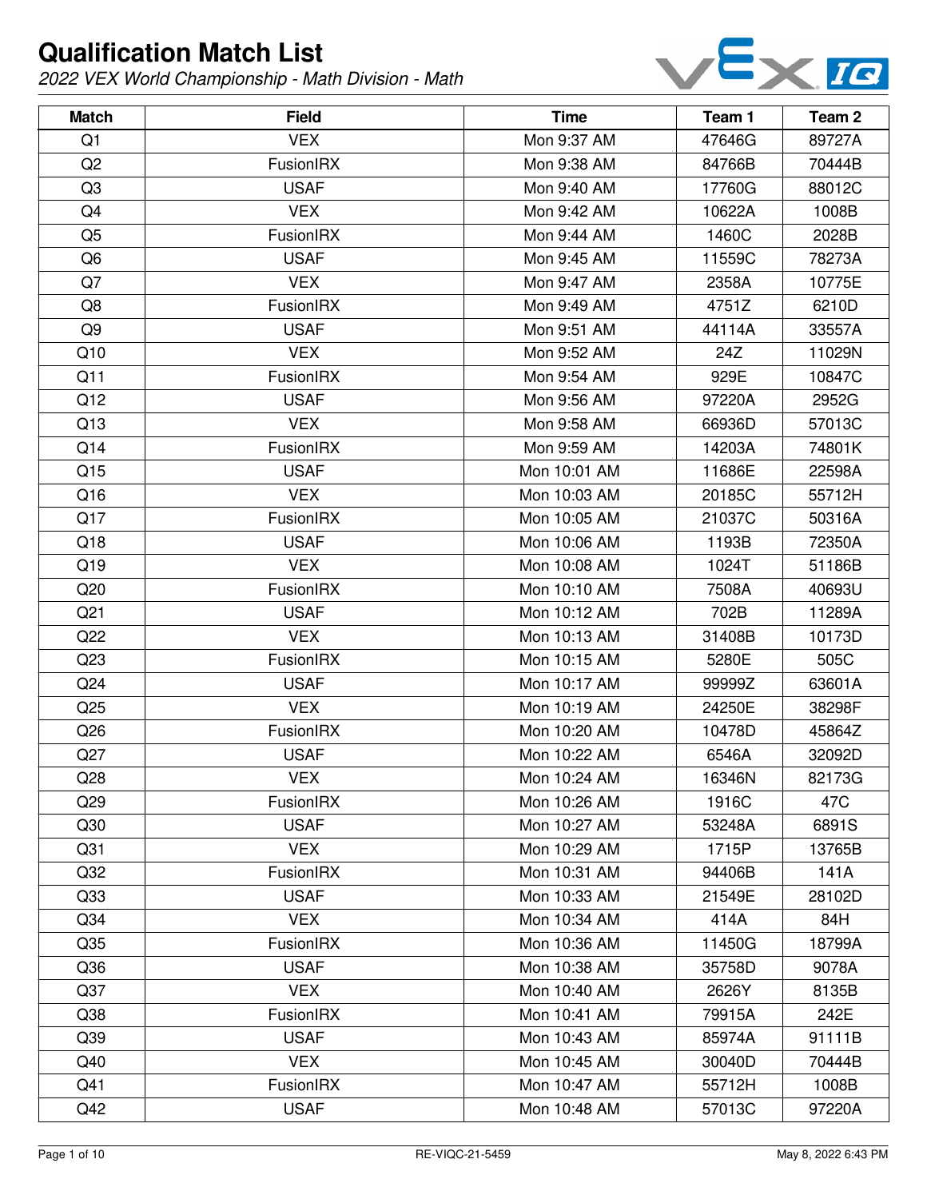# Qualification Match List

*2022 VEX World Championship - Math Division - Math*

| Match | Field | Time | Team 1 | Team 2 |
|---|---|---|---|---|
| Q1 | VEX | Mon 9:37 AM | 47646G | 89727A |
| Q2 | FusionIRX | Mon 9:38 AM | 84766B | 70444B |
| Q3 | USAF | Mon 9:40 AM | 17760G | 88012C |
| Q4 | VEX | Mon 9:42 AM | 10622A | 1008B |
| Q5 | FusionIRX | Mon 9:44 AM | 1460C | 2028B |
| Q6 | USAF | Mon 9:45 AM | 11559C | 78273A |
| Q7 | VEX | Mon 9:47 AM | 2358A | 10775E |
| Q8 | FusionIRX | Mon 9:49 AM | 4751Z | 6210D |
| Q9 | USAF | Mon 9:51 AM | 44114A | 33557A |
| Q10 | VEX | Mon 9:52 AM | 24Z | 11029N |
| Q11 | FusionIRX | Mon 9:54 AM | 929E | 10847C |
| Q12 | USAF | Mon 9:56 AM | 97220A | 2952G |
| Q13 | VEX | Mon 9:58 AM | 66936D | 57013C |
| Q14 | FusionIRX | Mon 9:59 AM | 14203A | 74801K |
| Q15 | USAF | Mon 10:01 AM | 11686E | 22598A |
| Q16 | VEX | Mon 10:03 AM | 20185C | 55712H |
| Q17 | FusionIRX | Mon 10:05 AM | 21037C | 50316A |
| Q18 | USAF | Mon 10:06 AM | 1193B | 72350A |
| Q19 | VEX | Mon 10:08 AM | 1024T | 51186B |
| Q20 | FusionIRX | Mon 10:10 AM | 7508A | 40693U |
| Q21 | USAF | Mon 10:12 AM | 702B | 11289A |
| Q22 | VEX | Mon 10:13 AM | 31408B | 10173D |
| Q23 | FusionIRX | Mon 10:15 AM | 5280E | 505C |
| Q24 | USAF | Mon 10:17 AM | 99999Z | 63601A |
| Q25 | VEX | Mon 10:19 AM | 24250E | 38298F |
| Q26 | FusionIRX | Mon 10:20 AM | 10478D | 45864Z |
| Q27 | USAF | Mon 10:22 AM | 6546A | 32092D |
| Q28 | VEX | Mon 10:24 AM | 16346N | 82173G |
| Q29 | FusionIRX | Mon 10:26 AM | 1916C | 47C |
| Q30 | USAF | Mon 10:27 AM | 53248A | 6891S |
| Q31 | VEX | Mon 10:29 AM | 1715P | 13765B |
| Q32 | FusionIRX | Mon 10:31 AM | 94406B | 141A |
| Q33 | USAF | Mon 10:33 AM | 21549E | 28102D |
| Q34 | VEX | Mon 10:34 AM | 414A | 84H |
| Q35 | FusionIRX | Mon 10:36 AM | 11450G | 18799A |
| Q36 | USAF | Mon 10:38 AM | 35758D | 9078A |
| Q37 | VEX | Mon 10:40 AM | 2626Y | 8135B |
| Q38 | FusionIRX | Mon 10:41 AM | 79915A | 242E |
| Q39 | USAF | Mon 10:43 AM | 85974A | 91111B |
| Q40 | VEX | Mon 10:45 AM | 30040D | 70444B |
| Q41 | FusionIRX | Mon 10:47 AM | 55712H | 1008B |
| Q42 | USAF | Mon 10:48 AM | 57013C | 97220A |

RE-VIQC-21-5459

May 8, 2022 6:43 PM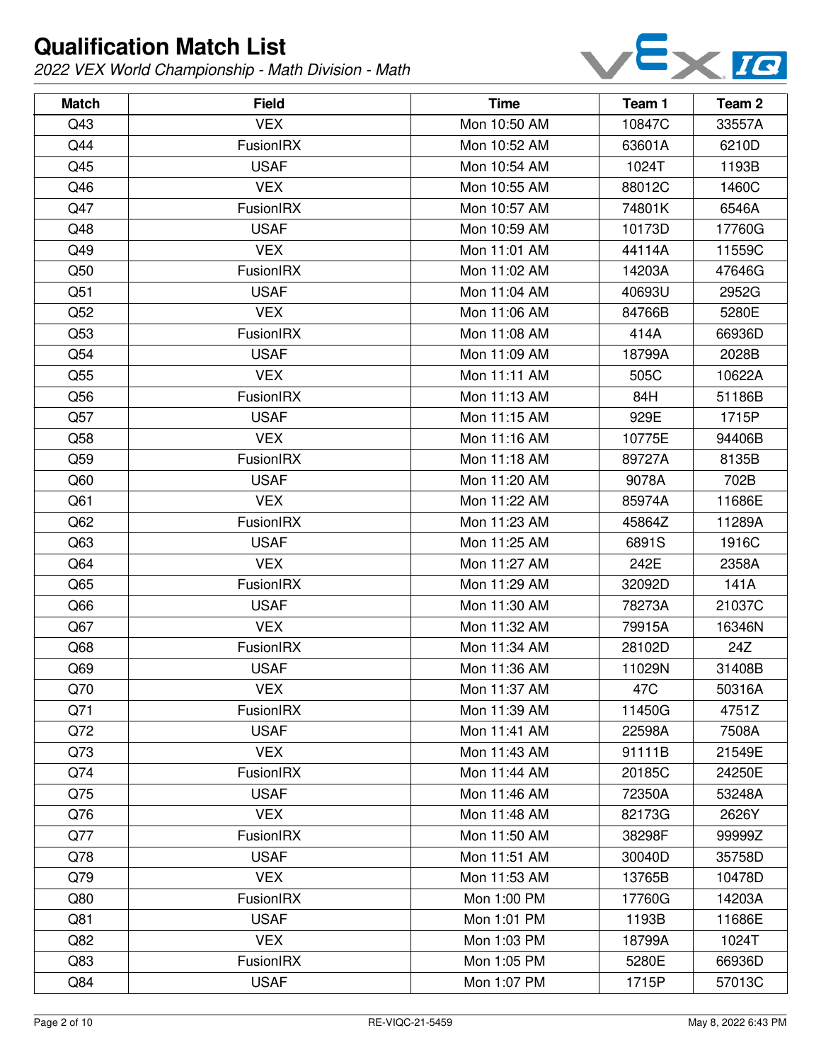# Qualification Match List

*2022 VEX World Championship - Math Division - Math*

| Match | Field | Time | Team 1 | Team 2 |
| --- | --- | --- | --- | --- |
| Q43 | VEX | Mon 10:50 AM | 10847C | 33557A |
| Q44 | FusionIRX | Mon 10:52 AM | 63601A | 6210D |
| Q45 | USAF | Mon 10:54 AM | 1024T | 1193B |
| Q46 | VEX | Mon 10:55 AM | 88012C | 1460C |
| Q47 | FusionIRX | Mon 10:57 AM | 74801K | 6546A |
| Q48 | USAF | Mon 10:59 AM | 10173D | 17760G |
| Q49 | VEX | Mon 11:01 AM | 44114A | 11559C |
| Q50 | FusionIRX | Mon 11:02 AM | 14203A | 47646G |
| Q51 | USAF | Mon 11:04 AM | 40693U | 2952G |
| Q52 | VEX | Mon 11:06 AM | 84766B | 5280E |
| Q53 | FusionIRX | Mon 11:08 AM | 414A | 66936D |
| Q54 | USAF | Mon 11:09 AM | 18799A | 2028B |
| Q55 | VEX | Mon 11:11 AM | 505C | 10622A |
| Q56 | FusionIRX | Mon 11:13 AM | 84H | 51186B |
| Q57 | USAF | Mon 11:15 AM | 929E | 1715P |
| Q58 | VEX | Mon 11:16 AM | 10775E | 94406B |
| Q59 | FusionIRX | Mon 11:18 AM | 89727A | 8135B |
| Q60 | USAF | Mon 11:20 AM | 9078A | 702B |
| Q61 | VEX | Mon 11:22 AM | 85974A | 11686E |
| Q62 | FusionIRX | Mon 11:23 AM | 45864Z | 11289A |
| Q63 | USAF | Mon 11:25 AM | 6891S | 1916C |
| Q64 | VEX | Mon 11:27 AM | 242E | 2358A |
| Q65 | FusionIRX | Mon 11:29 AM | 32092D | 141A |
| Q66 | USAF | Mon 11:30 AM | 78273A | 21037C |
| Q67 | VEX | Mon 11:32 AM | 79915A | 16346N |
| Q68 | FusionIRX | Mon 11:34 AM | 28102D | 24Z |
| Q69 | USAF | Mon 11:36 AM | 11029N | 31408B |
| Q70 | VEX | Mon 11:37 AM | 47C | 50316A |
| Q71 | FusionIRX | Mon 11:39 AM | 11450G | 4751Z |
| Q72 | USAF | Mon 11:41 AM | 22598A | 7508A |
| Q73 | VEX | Mon 11:43 AM | 91111B | 21549E |
| Q74 | FusionIRX | Mon 11:44 AM | 20185C | 24250E |
| Q75 | USAF | Mon 11:46 AM | 72350A | 53248A |
| Q76 | VEX | Mon 11:48 AM | 82173G | 2626Y |
| Q77 | FusionIRX | Mon 11:50 AM | 38298F | 99999Z |
| Q78 | USAF | Mon 11:51 AM | 30040D | 35758D |
| Q79 | VEX | Mon 11:53 AM | 13765B | 10478D |
| Q80 | FusionIRX | Mon 1:00 PM | 17760G | 14203A |
| Q81 | USAF | Mon 1:01 PM | 1193B | 11686E |
| Q82 | VEX | Mon 1:03 PM | 18799A | 1024T |
| Q83 | FusionIRX | Mon 1:05 PM | 5280E | 66936D |
| Q84 | USAF | Mon 1:07 PM | 1715P | 57013C |

RE-VIQC-21-5459

May 8, 2022 6:43 PM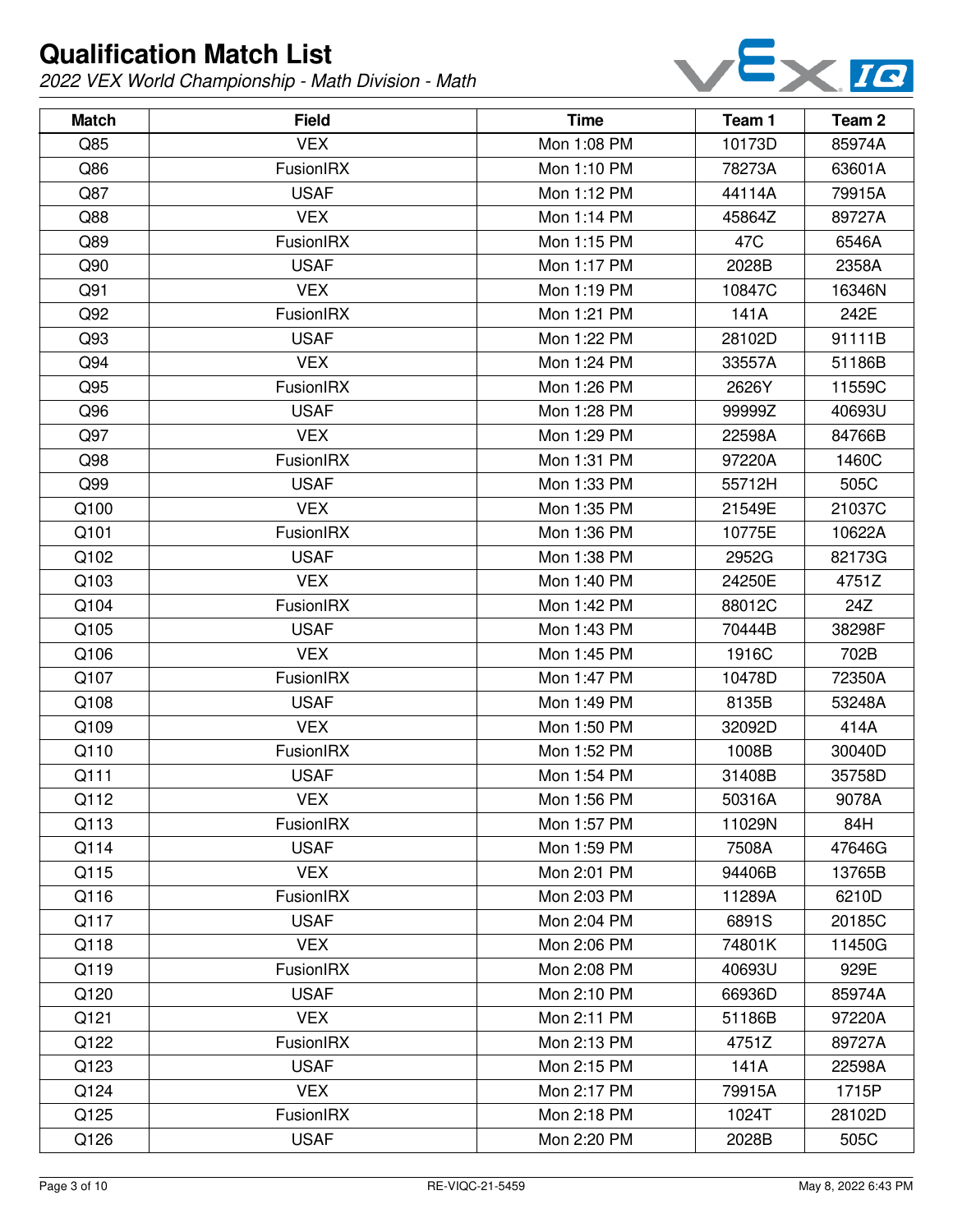# Qualification Match List

*2022 VEX World Championship - Math Division - Math*

| Match | Field | Time | Team 1 | Team 2 |
| --- | --- | --- | --- | --- |
| Q85 | VEX | Mon 1:08 PM | 10173D | 85974A |
| Q86 | FusionIRX | Mon 1:10 PM | 78273A | 63601A |
| Q87 | USAF | Mon 1:12 PM | 44114A | 79915A |
| Q88 | VEX | Mon 1:14 PM | 45864Z | 89727A |
| Q89 | FusionIRX | Mon 1:15 PM | 47C | 6546A |
| Q90 | USAF | Mon 1:17 PM | 2028B | 2358A |
| Q91 | VEX | Mon 1:19 PM | 10847C | 16346N |
| Q92 | FusionIRX | Mon 1:21 PM | 141A | 242E |
| Q93 | USAF | Mon 1:22 PM | 28102D | 91111B |
| Q94 | VEX | Mon 1:24 PM | 33557A | 51186B |
| Q95 | FusionIRX | Mon 1:26 PM | 2626Y | 11559C |
| Q96 | USAF | Mon 1:28 PM | 99999Z | 40693U |
| Q97 | VEX | Mon 1:29 PM | 22598A | 84766B |
| Q98 | FusionIRX | Mon 1:31 PM | 97220A | 1460C |
| Q99 | USAF | Mon 1:33 PM | 55712H | 505C |
| Q100 | VEX | Mon 1:35 PM | 21549E | 21037C |
| Q101 | FusionIRX | Mon 1:36 PM | 10775E | 10622A |
| Q102 | USAF | Mon 1:38 PM | 2952G | 82173G |
| Q103 | VEX | Mon 1:40 PM | 24250E | 4751Z |
| Q104 | FusionIRX | Mon 1:42 PM | 88012C | 24Z |
| Q105 | USAF | Mon 1:43 PM | 70444B | 38298F |
| Q106 | VEX | Mon 1:45 PM | 1916C | 702B |
| Q107 | FusionIRX | Mon 1:47 PM | 10478D | 72350A |
| Q108 | USAF | Mon 1:49 PM | 8135B | 53248A |
| Q109 | VEX | Mon 1:50 PM | 32092D | 414A |
| Q110 | FusionIRX | Mon 1:52 PM | 1008B | 30040D |
| Q111 | USAF | Mon 1:54 PM | 31408B | 35758D |
| Q112 | VEX | Mon 1:56 PM | 50316A | 9078A |
| Q113 | FusionIRX | Mon 1:57 PM | 11029N | 84H |
| Q114 | USAF | Mon 1:59 PM | 7508A | 47646G |
| Q115 | VEX | Mon 2:01 PM | 94406B | 13765B |
| Q116 | FusionIRX | Mon 2:03 PM | 11289A | 6210D |
| Q117 | USAF | Mon 2:04 PM | 6891S | 20185C |
| Q118 | VEX | Mon 2:06 PM | 74801K | 11450G |
| Q119 | FusionIRX | Mon 2:08 PM | 40693U | 929E |
| Q120 | USAF | Mon 2:10 PM | 66936D | 85974A |
| Q121 | VEX | Mon 2:11 PM | 51186B | 97220A |
| Q122 | FusionIRX | Mon 2:13 PM | 4751Z | 89727A |
| Q123 | USAF | Mon 2:15 PM | 141A | 22598A |
| Q124 | VEX | Mon 2:17 PM | 79915A | 1715P |
| Q125 | FusionIRX | Mon 2:18 PM | 1024T | 28102D |
| Q126 | USAF | Mon 2:20 PM | 2028B | 505C |

RE-VIQC-21-5459

May 8, 2022 6:43 PM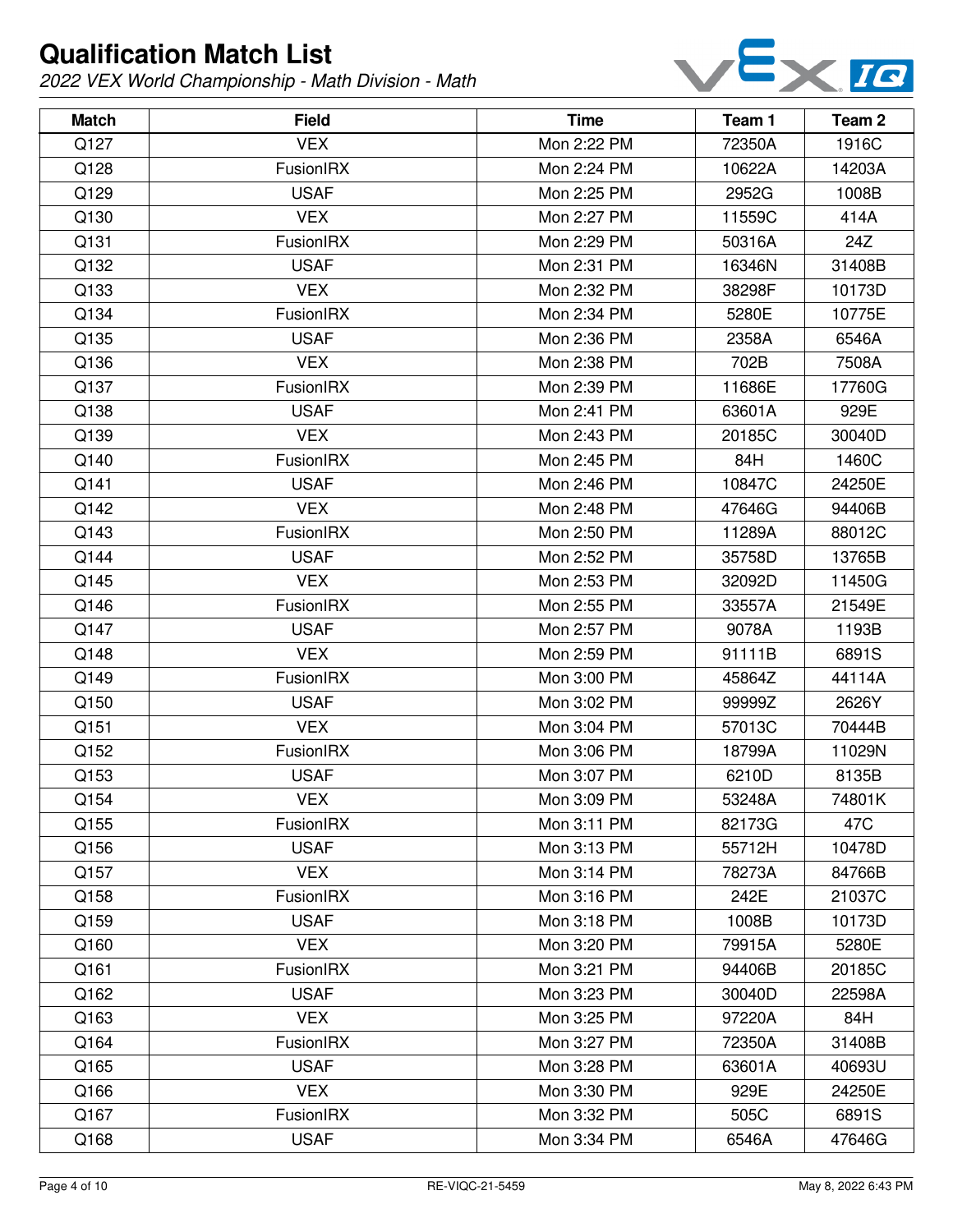# Qualification Match List

*2022 VEX World Championship - Math Division - Math*

| Match | Field | Time | Team 1 | Team 2 |
|---|---|---|---|---|
| Q127 | VEX | Mon 2:22 PM | 72350A | 1916C |
| Q128 | FusionIRX | Mon 2:24 PM | 10622A | 14203A |
| Q129 | USAF | Mon 2:25 PM | 2952G | 1008B |
| Q130 | VEX | Mon 2:27 PM | 11559C | 414A |
| Q131 | FusionIRX | Mon 2:29 PM | 50316A | 24Z |
| Q132 | USAF | Mon 2:31 PM | 16346N | 31408B |
| Q133 | VEX | Mon 2:32 PM | 38298F | 10173D |
| Q134 | FusionIRX | Mon 2:34 PM | 5280E | 10775E |
| Q135 | USAF | Mon 2:36 PM | 2358A | 6546A |
| Q136 | VEX | Mon 2:38 PM | 702B | 7508A |
| Q137 | FusionIRX | Mon 2:39 PM | 11686E | 17760G |
| Q138 | USAF | Mon 2:41 PM | 63601A | 929E |
| Q139 | VEX | Mon 2:43 PM | 20185C | 30040D |
| Q140 | FusionIRX | Mon 2:45 PM | 84H | 1460C |
| Q141 | USAF | Mon 2:46 PM | 10847C | 24250E |
| Q142 | VEX | Mon 2:48 PM | 47646G | 94406B |
| Q143 | FusionIRX | Mon 2:50 PM | 11289A | 88012C |
| Q144 | USAF | Mon 2:52 PM | 35758D | 13765B |
| Q145 | VEX | Mon 2:53 PM | 32092D | 11450G |
| Q146 | FusionIRX | Mon 2:55 PM | 33557A | 21549E |
| Q147 | USAF | Mon 2:57 PM | 9078A | 1193B |
| Q148 | VEX | Mon 2:59 PM | 91111B | 6891S |
| Q149 | FusionIRX | Mon 3:00 PM | 45864Z | 44114A |
| Q150 | USAF | Mon 3:02 PM | 99999Z | 2626Y |
| Q151 | VEX | Mon 3:04 PM | 57013C | 70444B |
| Q152 | FusionIRX | Mon 3:06 PM | 18799A | 11029N |
| Q153 | USAF | Mon 3:07 PM | 6210D | 8135B |
| Q154 | VEX | Mon 3:09 PM | 53248A | 74801K |
| Q155 | FusionIRX | Mon 3:11 PM | 82173G | 47C |
| Q156 | USAF | Mon 3:13 PM | 55712H | 10478D |
| Q157 | VEX | Mon 3:14 PM | 78273A | 84766B |
| Q158 | FusionIRX | Mon 3:16 PM | 242E | 21037C |
| Q159 | USAF | Mon 3:18 PM | 1008B | 10173D |
| Q160 | VEX | Mon 3:20 PM | 79915A | 5280E |
| Q161 | FusionIRX | Mon 3:21 PM | 94406B | 20185C |
| Q162 | USAF | Mon 3:23 PM | 30040D | 22598A |
| Q163 | VEX | Mon 3:25 PM | 97220A | 84H |
| Q164 | FusionIRX | Mon 3:27 PM | 72350A | 31408B |
| Q165 | USAF | Mon 3:28 PM | 63601A | 40693U |
| Q166 | VEX | Mon 3:30 PM | 929E | 24250E |
| Q167 | FusionIRX | Mon 3:32 PM | 505C | 6891S |
| Q168 | USAF | Mon 3:34 PM | 6546A | 47646G |

RE-VIQC-21-5459

May 8, 2022 6:43 PM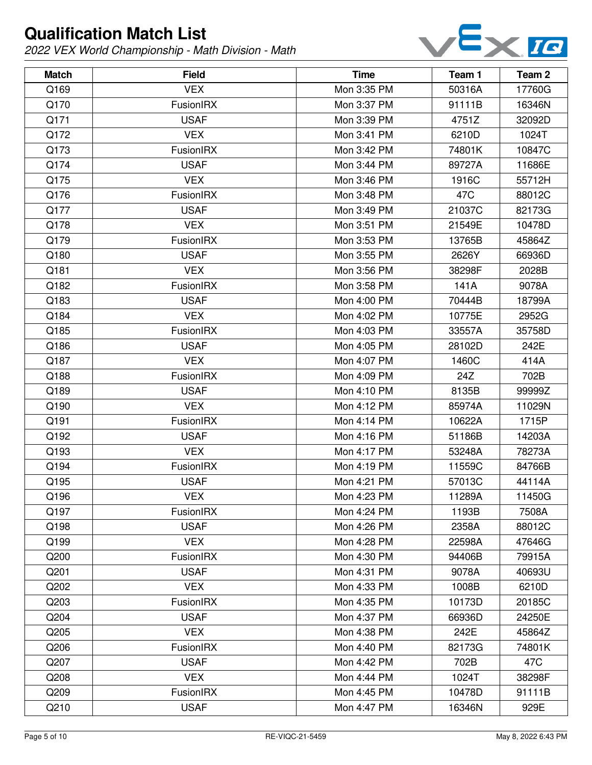# Qualification Match List

*2022 VEX World Championship - Math Division - Math*

| Match | Field | Time | Team 1 | Team 2 |
|---|---|---|---|---|
| Q169 | VEX | Mon 3:35 PM | 50316A | 17760G |
| Q170 | FusionIRX | Mon 3:37 PM | 91111B | 16346N |
| Q171 | USAF | Mon 3:39 PM | 4751Z | 32092D |
| Q172 | VEX | Mon 3:41 PM | 6210D | 1024T |
| Q173 | FusionIRX | Mon 3:42 PM | 74801K | 10847C |
| Q174 | USAF | Mon 3:44 PM | 89727A | 11686E |
| Q175 | VEX | Mon 3:46 PM | 1916C | 55712H |
| Q176 | FusionIRX | Mon 3:48 PM | 47C | 88012C |
| Q177 | USAF | Mon 3:49 PM | 21037C | 82173G |
| Q178 | VEX | Mon 3:51 PM | 21549E | 10478D |
| Q179 | FusionIRX | Mon 3:53 PM | 13765B | 45864Z |
| Q180 | USAF | Mon 3:55 PM | 2626Y | 66936D |
| Q181 | VEX | Mon 3:56 PM | 38298F | 2028B |
| Q182 | FusionIRX | Mon 3:58 PM | 141A | 9078A |
| Q183 | USAF | Mon 4:00 PM | 70444B | 18799A |
| Q184 | VEX | Mon 4:02 PM | 10775E | 2952G |
| Q185 | FusionIRX | Mon 4:03 PM | 33557A | 35758D |
| Q186 | USAF | Mon 4:05 PM | 28102D | 242E |
| Q187 | VEX | Mon 4:07 PM | 1460C | 414A |
| Q188 | FusionIRX | Mon 4:09 PM | 24Z | 702B |
| Q189 | USAF | Mon 4:10 PM | 8135B | 99999Z |
| Q190 | VEX | Mon 4:12 PM | 85974A | 11029N |
| Q191 | FusionIRX | Mon 4:14 PM | 10622A | 1715P |
| Q192 | USAF | Mon 4:16 PM | 51186B | 14203A |
| Q193 | VEX | Mon 4:17 PM | 53248A | 78273A |
| Q194 | FusionIRX | Mon 4:19 PM | 11559C | 84766B |
| Q195 | USAF | Mon 4:21 PM | 57013C | 44114A |
| Q196 | VEX | Mon 4:23 PM | 11289A | 11450G |
| Q197 | FusionIRX | Mon 4:24 PM | 1193B | 7508A |
| Q198 | USAF | Mon 4:26 PM | 2358A | 88012C |
| Q199 | VEX | Mon 4:28 PM | 22598A | 47646G |
| Q200 | FusionIRX | Mon 4:30 PM | 94406B | 79915A |
| Q201 | USAF | Mon 4:31 PM | 9078A | 40693U |
| Q202 | VEX | Mon 4:33 PM | 1008B | 6210D |
| Q203 | FusionIRX | Mon 4:35 PM | 10173D | 20185C |
| Q204 | USAF | Mon 4:37 PM | 66936D | 24250E |
| Q205 | VEX | Mon 4:38 PM | 242E | 45864Z |
| Q206 | FusionIRX | Mon 4:40 PM | 82173G | 74801K |
| Q207 | USAF | Mon 4:42 PM | 702B | 47C |
| Q208 | VEX | Mon 4:44 PM | 1024T | 38298F |
| Q209 | FusionIRX | Mon 4:45 PM | 10478D | 91111B |
| Q210 | USAF | Mon 4:47 PM | 16346N | 929E |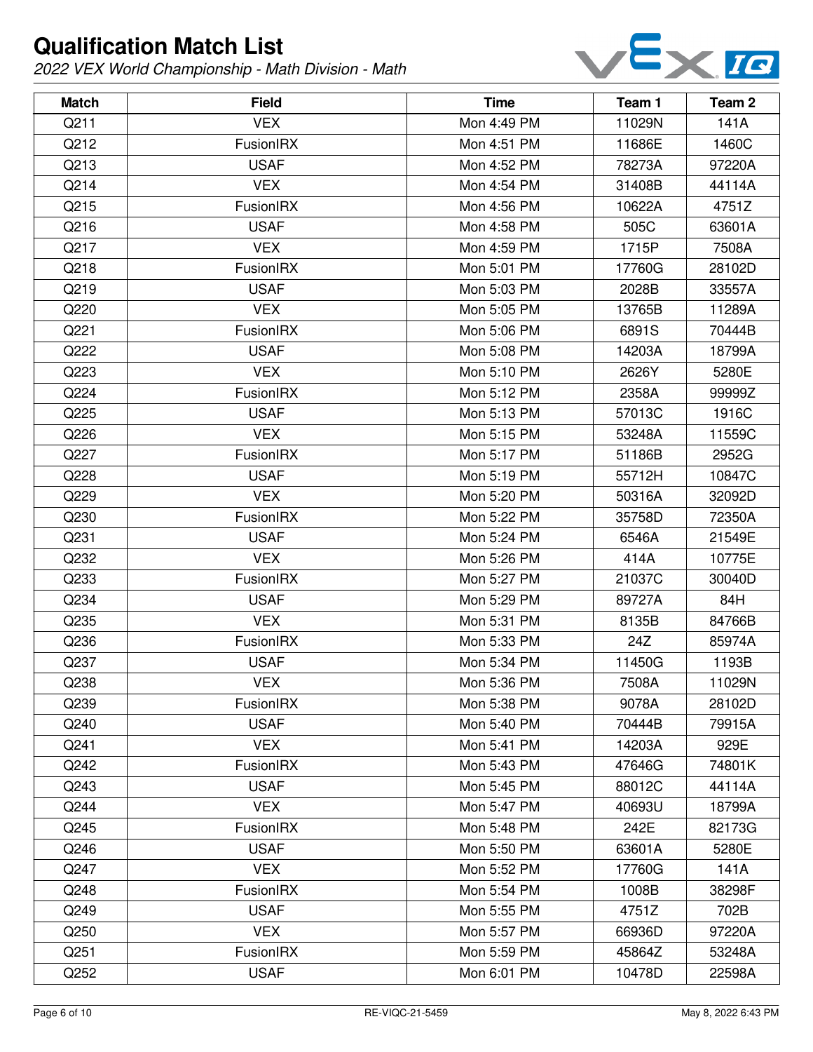# Qualification Match List

*2022 VEX World Championship - Math Division - Math*

| Match | Field | Time | Team 1 | Team 2 |
|---|---|---|---|---|
| Q211 | VEX | Mon 4:49 PM | 11029N | 141A |
| Q212 | FusionIRX | Mon 4:51 PM | 11686E | 1460C |
| Q213 | USAF | Mon 4:52 PM | 78273A | 97220A |
| Q214 | VEX | Mon 4:54 PM | 31408B | 44114A |
| Q215 | FusionIRX | Mon 4:56 PM | 10622A | 4751Z |
| Q216 | USAF | Mon 4:58 PM | 505C | 63601A |
| Q217 | VEX | Mon 4:59 PM | 1715P | 7508A |
| Q218 | FusionIRX | Mon 5:01 PM | 17760G | 28102D |
| Q219 | USAF | Mon 5:03 PM | 2028B | 33557A |
| Q220 | VEX | Mon 5:05 PM | 13765B | 11289A |
| Q221 | FusionIRX | Mon 5:06 PM | 6891S | 70444B |
| Q222 | USAF | Mon 5:08 PM | 14203A | 18799A |
| Q223 | VEX | Mon 5:10 PM | 2626Y | 5280E |
| Q224 | FusionIRX | Mon 5:12 PM | 2358A | 99999Z |
| Q225 | USAF | Mon 5:13 PM | 57013C | 1916C |
| Q226 | VEX | Mon 5:15 PM | 53248A | 11559C |
| Q227 | FusionIRX | Mon 5:17 PM | 51186B | 2952G |
| Q228 | USAF | Mon 5:19 PM | 55712H | 10847C |
| Q229 | VEX | Mon 5:20 PM | 50316A | 32092D |
| Q230 | FusionIRX | Mon 5:22 PM | 35758D | 72350A |
| Q231 | USAF | Mon 5:24 PM | 6546A | 21549E |
| Q232 | VEX | Mon 5:26 PM | 414A | 10775E |
| Q233 | FusionIRX | Mon 5:27 PM | 21037C | 30040D |
| Q234 | USAF | Mon 5:29 PM | 89727A | 84H |
| Q235 | VEX | Mon 5:31 PM | 8135B | 84766B |
| Q236 | FusionIRX | Mon 5:33 PM | 24Z | 85974A |
| Q237 | USAF | Mon 5:34 PM | 11450G | 1193B |
| Q238 | VEX | Mon 5:36 PM | 7508A | 11029N |
| Q239 | FusionIRX | Mon 5:38 PM | 9078A | 28102D |
| Q240 | USAF | Mon 5:40 PM | 70444B | 79915A |
| Q241 | VEX | Mon 5:41 PM | 14203A | 929E |
| Q242 | FusionIRX | Mon 5:43 PM | 47646G | 74801K |
| Q243 | USAF | Mon 5:45 PM | 88012C | 44114A |
| Q244 | VEX | Mon 5:47 PM | 40693U | 18799A |
| Q245 | FusionIRX | Mon 5:48 PM | 242E | 82173G |
| Q246 | USAF | Mon 5:50 PM | 63601A | 5280E |
| Q247 | VEX | Mon 5:52 PM | 17760G | 141A |
| Q248 | FusionIRX | Mon 5:54 PM | 1008B | 38298F |
| Q249 | USAF | Mon 5:55 PM | 4751Z | 702B |
| Q250 | VEX | Mon 5:57 PM | 66936D | 97220A |
| Q251 | FusionIRX | Mon 5:59 PM | 45864Z | 53248A |
| Q252 | USAF | Mon 6:01 PM | 10478D | 22598A |

RE-VIQC-21-5459

May 8, 2022 6:43 PM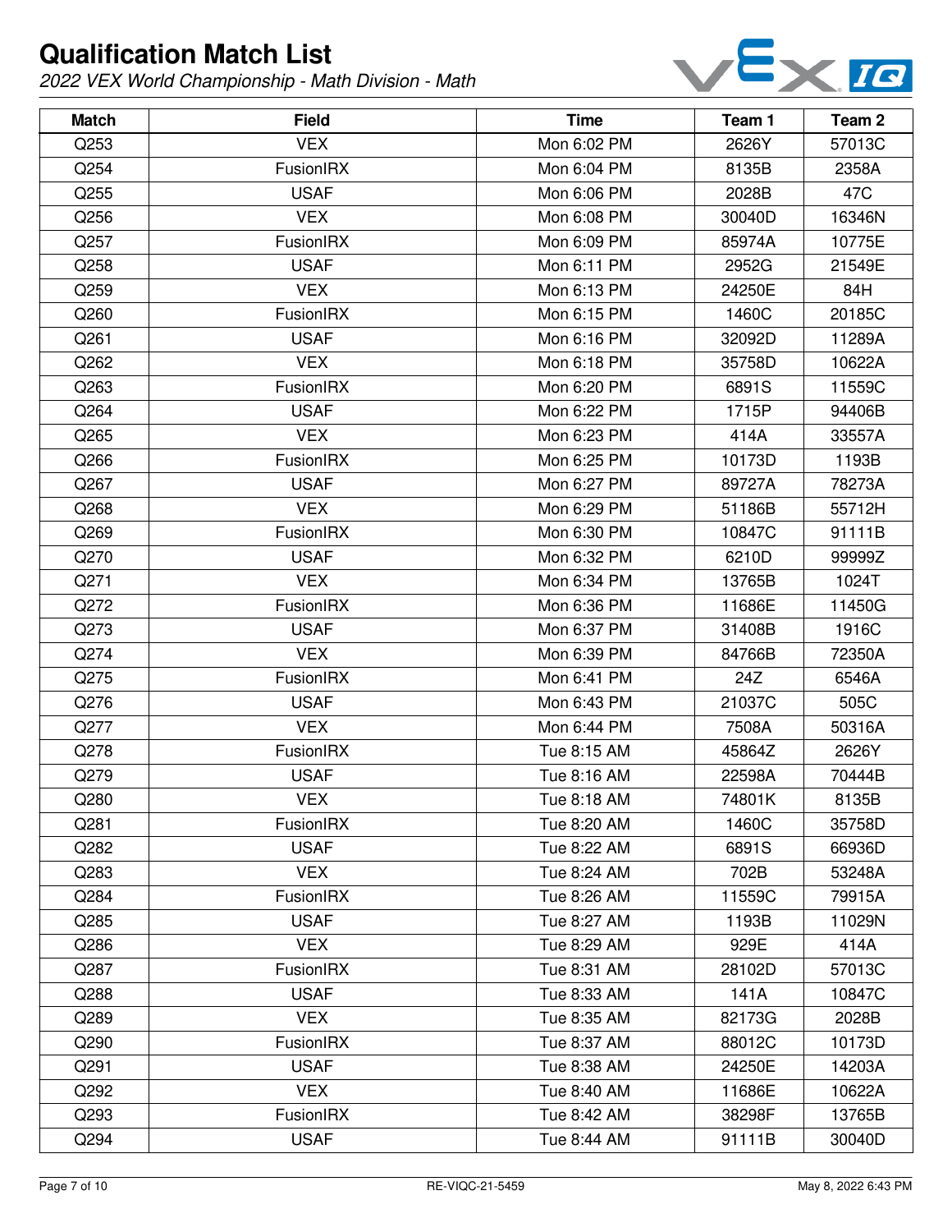# Qualification Match List

*2022 VEX World Championship - Math Division - Math*

| Match | Field | Time | Team 1 | Team 2 |
|---|---|---|---|---|
| Q253 | VEX | Mon 6:02 PM | 2626Y | 57013C |
| Q254 | FusionIRX | Mon 6:04 PM | 8135B | 2358A |
| Q255 | USAF | Mon 6:06 PM | 2028B | 47C |
| Q256 | VEX | Mon 6:08 PM | 30040D | 16346N |
| Q257 | FusionIRX | Mon 6:09 PM | 85974A | 10775E |
| Q258 | USAF | Mon 6:11 PM | 2952G | 21549E |
| Q259 | VEX | Mon 6:13 PM | 24250E | 84H |
| Q260 | FusionIRX | Mon 6:15 PM | 1460C | 20185C |
| Q261 | USAF | Mon 6:16 PM | 32092D | 11289A |
| Q262 | VEX | Mon 6:18 PM | 35758D | 10622A |
| Q263 | FusionIRX | Mon 6:20 PM | 6891S | 11559C |
| Q264 | USAF | Mon 6:22 PM | 1715P | 94406B |
| Q265 | VEX | Mon 6:23 PM | 414A | 33557A |
| Q266 | FusionIRX | Mon 6:25 PM | 10173D | 1193B |
| Q267 | USAF | Mon 6:27 PM | 89727A | 78273A |
| Q268 | VEX | Mon 6:29 PM | 51186B | 55712H |
| Q269 | FusionIRX | Mon 6:30 PM | 10847C | 91111B |
| Q270 | USAF | Mon 6:32 PM | 6210D | 99999Z |
| Q271 | VEX | Mon 6:34 PM | 13765B | 1024T |
| Q272 | FusionIRX | Mon 6:36 PM | 11686E | 11450G |
| Q273 | USAF | Mon 6:37 PM | 31408B | 1916C |
| Q274 | VEX | Mon 6:39 PM | 84766B | 72350A |
| Q275 | FusionIRX | Mon 6:41 PM | 24Z | 6546A |
| Q276 | USAF | Mon 6:43 PM | 21037C | 505C |
| Q277 | VEX | Mon 6:44 PM | 7508A | 50316A |
| Q278 | FusionIRX | Tue 8:15 AM | 45864Z | 2626Y |
| Q279 | USAF | Tue 8:16 AM | 22598A | 70444B |
| Q280 | VEX | Tue 8:18 AM | 74801K | 8135B |
| Q281 | FusionIRX | Tue 8:20 AM | 1460C | 35758D |
| Q282 | USAF | Tue 8:22 AM | 6891S | 66936D |
| Q283 | VEX | Tue 8:24 AM | 702B | 53248A |
| Q284 | FusionIRX | Tue 8:26 AM | 11559C | 79915A |
| Q285 | USAF | Tue 8:27 AM | 1193B | 11029N |
| Q286 | VEX | Tue 8:29 AM | 929E | 414A |
| Q287 | FusionIRX | Tue 8:31 AM | 28102D | 57013C |
| Q288 | USAF | Tue 8:33 AM | 141A | 10847C |
| Q289 | VEX | Tue 8:35 AM | 82173G | 2028B |
| Q290 | FusionIRX | Tue 8:37 AM | 88012C | 10173D |
| Q291 | USAF | Tue 8:38 AM | 24250E | 14203A |
| Q292 | VEX | Tue 8:40 AM | 11686E | 10622A |
| Q293 | FusionIRX | Tue 8:42 AM | 38298F | 13765B |
| Q294 | USAF | Tue 8:44 AM | 91111B | 30040D |

RE-VIQC-21-5459 May 8, 2022 6:43 PM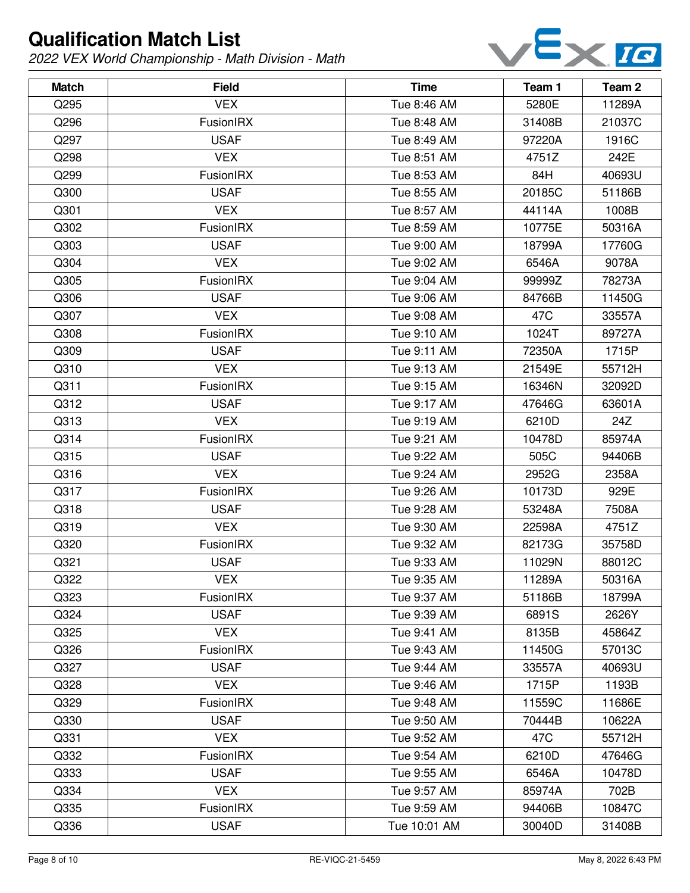# Qualification Match List

*2022 VEX World Championship - Math Division - Math*

| Match | Field | Time | Team 1 | Team 2 |
|---|---|---|---|---|
| Q295 | VEX | Tue 8:46 AM | 5280E | 11289A |
| Q296 | FusionIRX | Tue 8:48 AM | 31408B | 21037C |
| Q297 | USAF | Tue 8:49 AM | 97220A | 1916C |
| Q298 | VEX | Tue 8:51 AM | 4751Z | 242E |
| Q299 | FusionIRX | Tue 8:53 AM | 84H | 40693U |
| Q300 | USAF | Tue 8:55 AM | 20185C | 51186B |
| Q301 | VEX | Tue 8:57 AM | 44114A | 1008B |
| Q302 | FusionIRX | Tue 8:59 AM | 10775E | 50316A |
| Q303 | USAF | Tue 9:00 AM | 18799A | 17760G |
| Q304 | VEX | Tue 9:02 AM | 6546A | 9078A |
| Q305 | FusionIRX | Tue 9:04 AM | 99999Z | 78273A |
| Q306 | USAF | Tue 9:06 AM | 84766B | 11450G |
| Q307 | VEX | Tue 9:08 AM | 47C | 33557A |
| Q308 | FusionIRX | Tue 9:10 AM | 1024T | 89727A |
| Q309 | USAF | Tue 9:11 AM | 72350A | 1715P |
| Q310 | VEX | Tue 9:13 AM | 21549E | 55712H |
| Q311 | FusionIRX | Tue 9:15 AM | 16346N | 32092D |
| Q312 | USAF | Tue 9:17 AM | 47646G | 63601A |
| Q313 | VEX | Tue 9:19 AM | 6210D | 24Z |
| Q314 | FusionIRX | Tue 9:21 AM | 10478D | 85974A |
| Q315 | USAF | Tue 9:22 AM | 505C | 94406B |
| Q316 | VEX | Tue 9:24 AM | 2952G | 2358A |
| Q317 | FusionIRX | Tue 9:26 AM | 10173D | 929E |
| Q318 | USAF | Tue 9:28 AM | 53248A | 7508A |
| Q319 | VEX | Tue 9:30 AM | 22598A | 4751Z |
| Q320 | FusionIRX | Tue 9:32 AM | 82173G | 35758D |
| Q321 | USAF | Tue 9:33 AM | 11029N | 88012C |
| Q322 | VEX | Tue 9:35 AM | 11289A | 50316A |
| Q323 | FusionIRX | Tue 9:37 AM | 51186B | 18799A |
| Q324 | USAF | Tue 9:39 AM | 6891S | 2626Y |
| Q325 | VEX | Tue 9:41 AM | 8135B | 45864Z |
| Q326 | FusionIRX | Tue 9:43 AM | 11450G | 57013C |
| Q327 | USAF | Tue 9:44 AM | 33557A | 40693U |
| Q328 | VEX | Tue 9:46 AM | 1715P | 1193B |
| Q329 | FusionIRX | Tue 9:48 AM | 11559C | 11686E |
| Q330 | USAF | Tue 9:50 AM | 70444B | 10622A |
| Q331 | VEX | Tue 9:52 AM | 47C | 55712H |
| Q332 | FusionIRX | Tue 9:54 AM | 6210D | 47646G |
| Q333 | USAF | Tue 9:55 AM | 6546A | 10478D |
| Q334 | VEX | Tue 9:57 AM | 85974A | 702B |
| Q335 | FusionIRX | Tue 9:59 AM | 94406B | 10847C |
| Q336 | USAF | Tue 10:01 AM | 30040D | 31408B |

RE-VIQC-21-5459

May 8, 2022 6:43 PM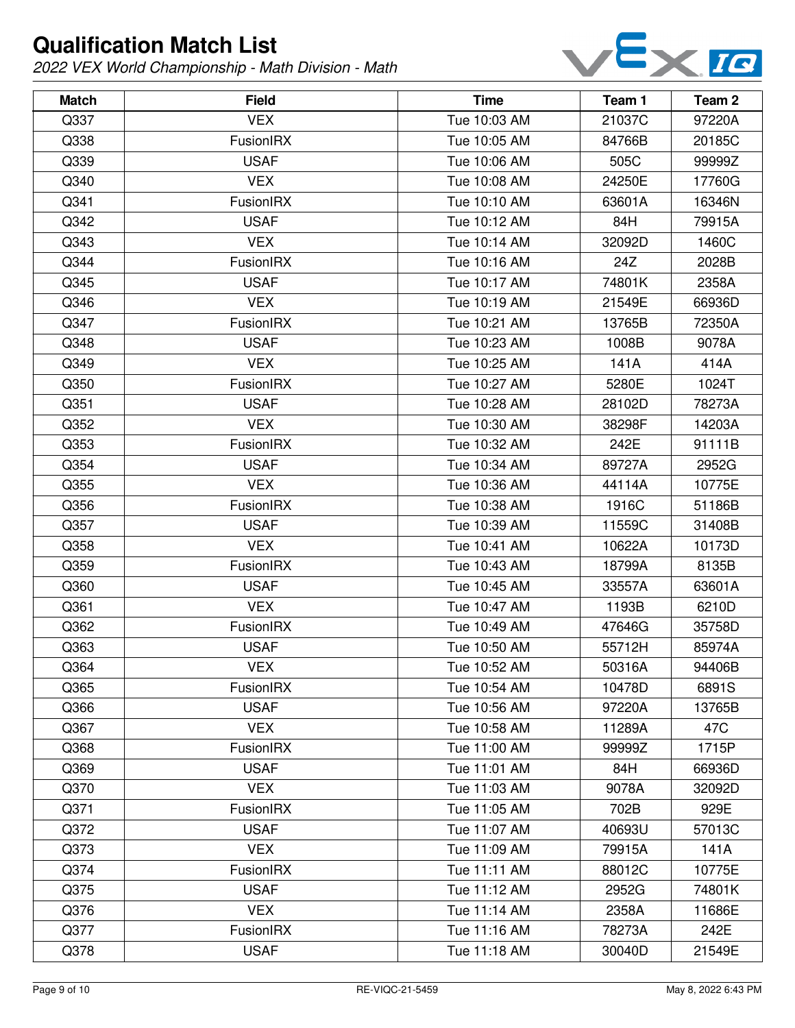# Qualification Match List

*2022 VEX World Championship - Math Division - Math*

| Match | Field | Time | Team 1 | Team 2 |
|---|---|---|---|---|
| Q337 | VEX | Tue 10:03 AM | 21037C | 97220A |
| Q338 | FusionIRX | Tue 10:05 AM | 84766B | 20185C |
| Q339 | USAF | Tue 10:06 AM | 505C | 99999Z |
| Q340 | VEX | Tue 10:08 AM | 24250E | 17760G |
| Q341 | FusionIRX | Tue 10:10 AM | 63601A | 16346N |
| Q342 | USAF | Tue 10:12 AM | 84H | 79915A |
| Q343 | VEX | Tue 10:14 AM | 32092D | 1460C |
| Q344 | FusionIRX | Tue 10:16 AM | 24Z | 2028B |
| Q345 | USAF | Tue 10:17 AM | 74801K | 2358A |
| Q346 | VEX | Tue 10:19 AM | 21549E | 66936D |
| Q347 | FusionIRX | Tue 10:21 AM | 13765B | 72350A |
| Q348 | USAF | Tue 10:23 AM | 1008B | 9078A |
| Q349 | VEX | Tue 10:25 AM | 141A | 414A |
| Q350 | FusionIRX | Tue 10:27 AM | 5280E | 1024T |
| Q351 | USAF | Tue 10:28 AM | 28102D | 78273A |
| Q352 | VEX | Tue 10:30 AM | 38298F | 14203A |
| Q353 | FusionIRX | Tue 10:32 AM | 242E | 91111B |
| Q354 | USAF | Tue 10:34 AM | 89727A | 2952G |
| Q355 | VEX | Tue 10:36 AM | 44114A | 10775E |
| Q356 | FusionIRX | Tue 10:38 AM | 1916C | 51186B |
| Q357 | USAF | Tue 10:39 AM | 11559C | 31408B |
| Q358 | VEX | Tue 10:41 AM | 10622A | 10173D |
| Q359 | FusionIRX | Tue 10:43 AM | 18799A | 8135B |
| Q360 | USAF | Tue 10:45 AM | 33557A | 63601A |
| Q361 | VEX | Tue 10:47 AM | 1193B | 6210D |
| Q362 | FusionIRX | Tue 10:49 AM | 47646G | 35758D |
| Q363 | USAF | Tue 10:50 AM | 55712H | 85974A |
| Q364 | VEX | Tue 10:52 AM | 50316A | 94406B |
| Q365 | FusionIRX | Tue 10:54 AM | 10478D | 6891S |
| Q366 | USAF | Tue 10:56 AM | 97220A | 13765B |
| Q367 | VEX | Tue 10:58 AM | 11289A | 47C |
| Q368 | FusionIRX | Tue 11:00 AM | 99999Z | 1715P |
| Q369 | USAF | Tue 11:01 AM | 84H | 66936D |
| Q370 | VEX | Tue 11:03 AM | 9078A | 32092D |
| Q371 | FusionIRX | Tue 11:05 AM | 702B | 929E |
| Q372 | USAF | Tue 11:07 AM | 40693U | 57013C |
| Q373 | VEX | Tue 11:09 AM | 79915A | 141A |
| Q374 | FusionIRX | Tue 11:11 AM | 88012C | 10775E |
| Q375 | USAF | Tue 11:12 AM | 2952G | 74801K |
| Q376 | VEX | Tue 11:14 AM | 2358A | 11686E |
| Q377 | FusionIRX | Tue 11:16 AM | 78273A | 242E |
| Q378 | USAF | Tue 11:18 AM | 30040D | 21549E |

RE-VIQC-21-5459

May 8, 2022 6:43 PM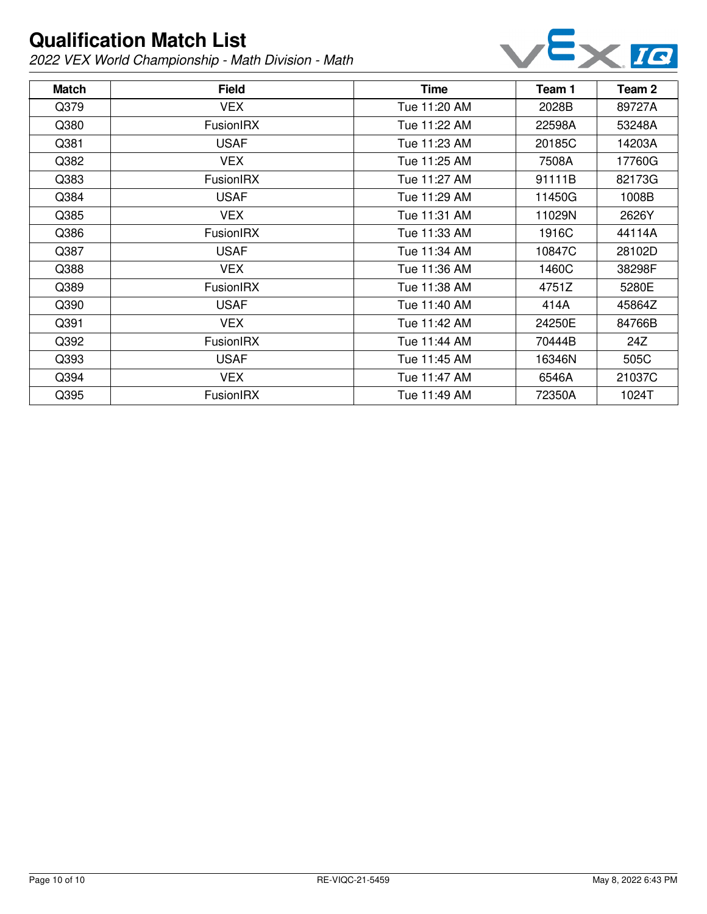# Qualification Match List

*2022 VEX World Championship - Math Division - Math*

| Match | Field | Time | Team 1 | Team 2 |
|---|---|---|---|---|
| Q379 | VEX | Tue 11:20 AM | 2028B | 89727A |
| Q380 | FusionIRX | Tue 11:22 AM | 22598A | 53248A |
| Q381 | USAF | Tue 11:23 AM | 20185C | 14203A |
| Q382 | VEX | Tue 11:25 AM | 7508A | 17760G |
| Q383 | FusionIRX | Tue 11:27 AM | 91111B | 82173G |
| Q384 | USAF | Tue 11:29 AM | 11450G | 1008B |
| Q385 | VEX | Tue 11:31 AM | 11029N | 2626Y |
| Q386 | FusionIRX | Tue 11:33 AM | 1916C | 44114A |
| Q387 | USAF | Tue 11:34 AM | 10847C | 28102D |
| Q388 | VEX | Tue 11:36 AM | 1460C | 38298F |
| Q389 | FusionIRX | Tue 11:38 AM | 4751Z | 5280E |
| Q390 | USAF | Tue 11:40 AM | 414A | 45864Z |
| Q391 | VEX | Tue 11:42 AM | 24250E | 84766B |
| Q392 | FusionIRX | Tue 11:44 AM | 70444B | 24Z |
| Q393 | USAF | Tue 11:45 AM | 16346N | 505C |
| Q394 | VEX | Tue 11:47 AM | 6546A | 21037C |
| Q395 | FusionIRX | Tue 11:49 AM | 72350A | 1024T |

RE-VIQC-21-5459

May 8, 2022 6:43 PM